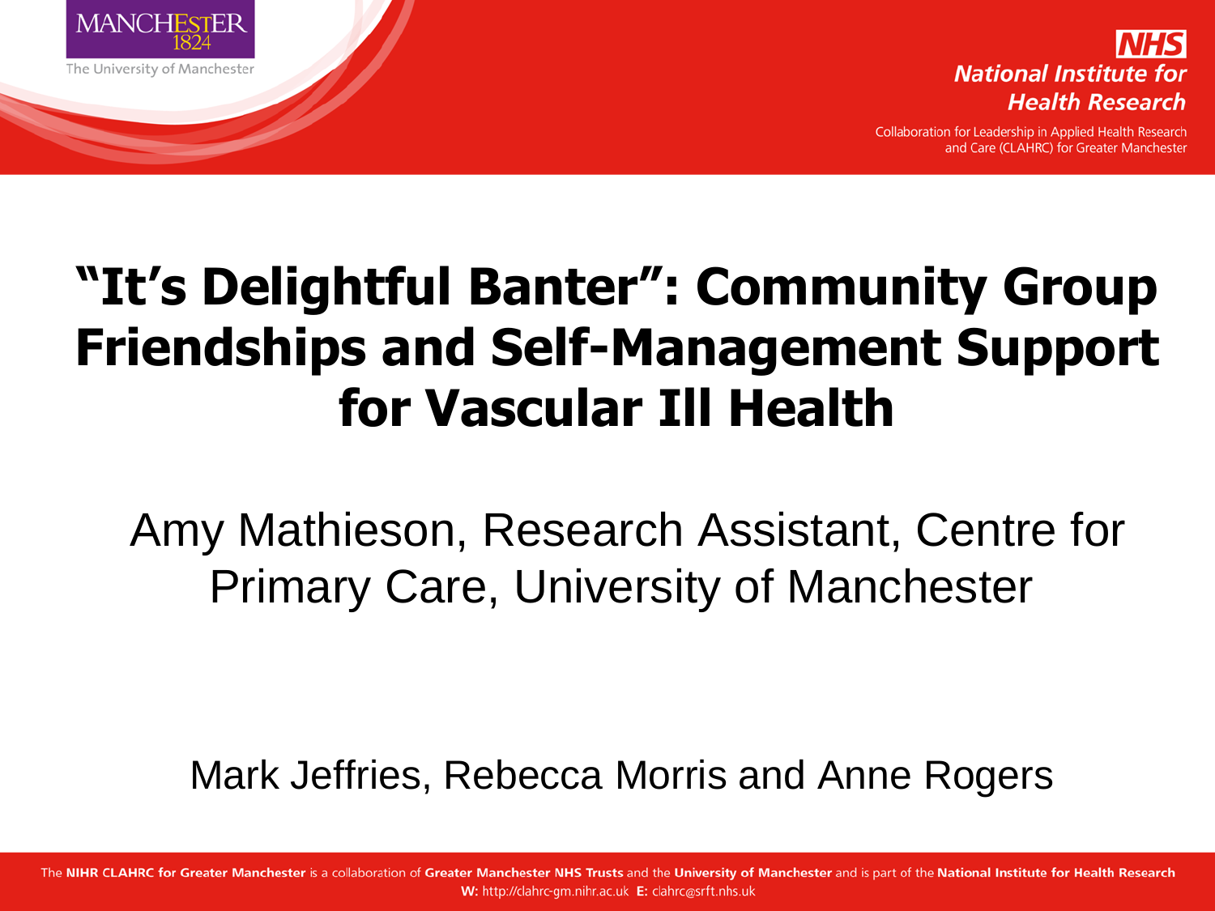MANCHESTER 1824

The University of Manchester

NHS

National Institute for Health Research

Collaboration for Leadership in Applied Health Research and Care (CLAHRC) for Greater Manchester

# "It's Delightful Banter": Community Group Friendships and Self-Management Support for Vascular Ill Health

Amy Mathieson, Research Assistant, Centre for Primary Care, University of Manchester

Mark Jeffries, Rebecca Morris and Anne Rogers

The **NIHR CLAHRC for Greater Manchester** is a collaboration of **Greater Manchester NHS Trusts** and the **University of Manchester** and is part of the **National Institute for Health Research**

**W:** http://clahrc-gm.nihr.ac.uk **E:** clahrc@srft.nhs.uk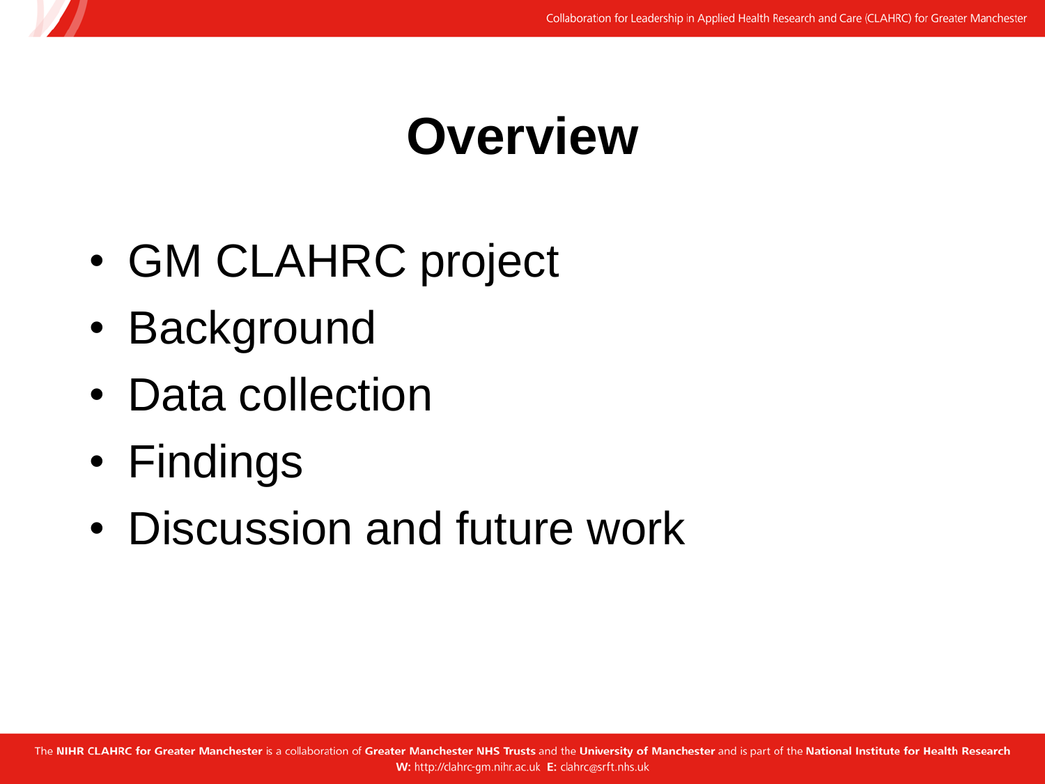# Overview

- GM CLAHRC project
- Background
- Data collection
- Findings
- Discussion and future work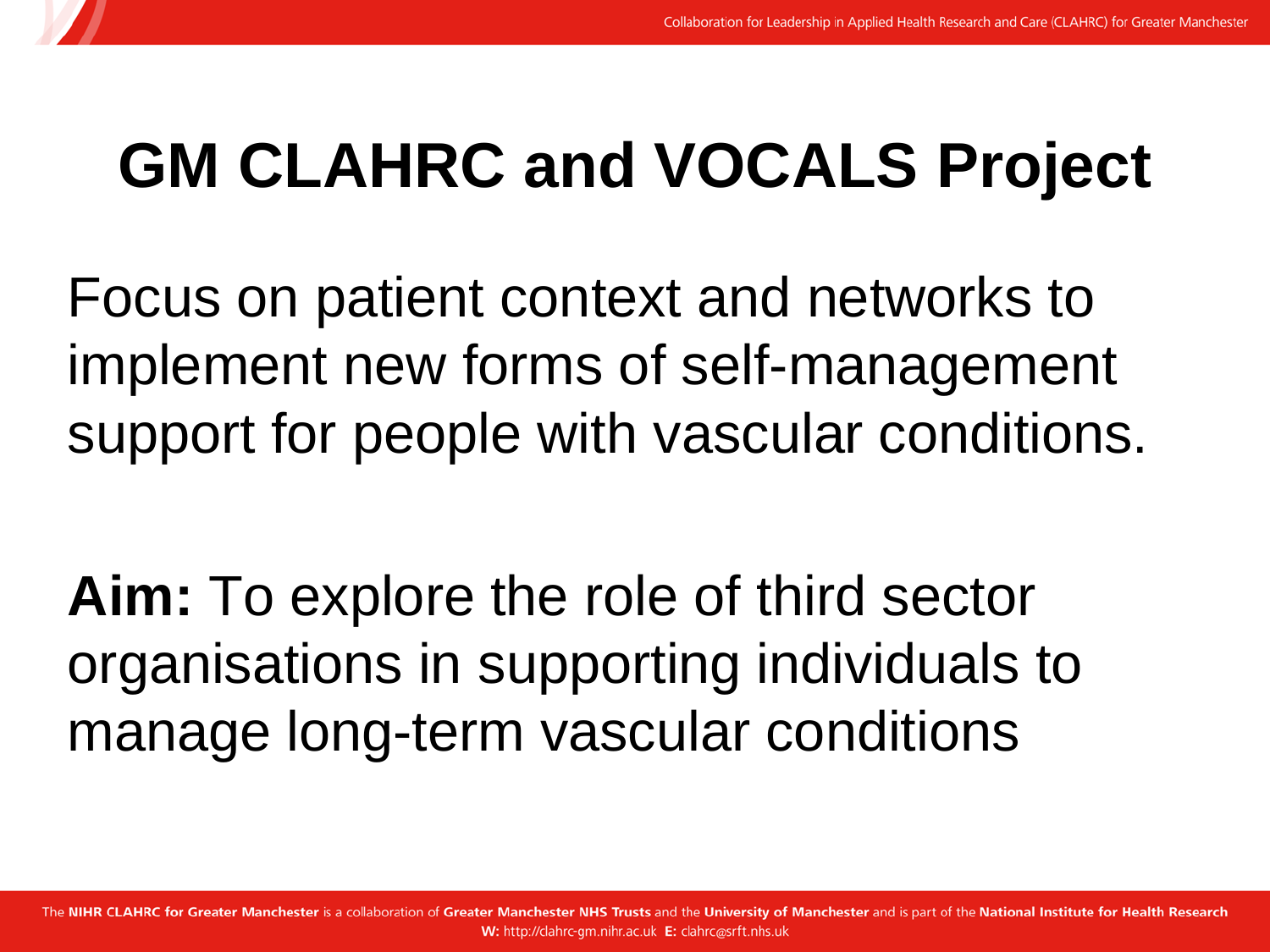# GM CLAHRC and VOCALS Project

Focus on patient context and networks to implement new forms of self-management support for people with vascular conditions.

**Aim:** To explore the role of third sector organisations in supporting individuals to manage long-term vascular conditions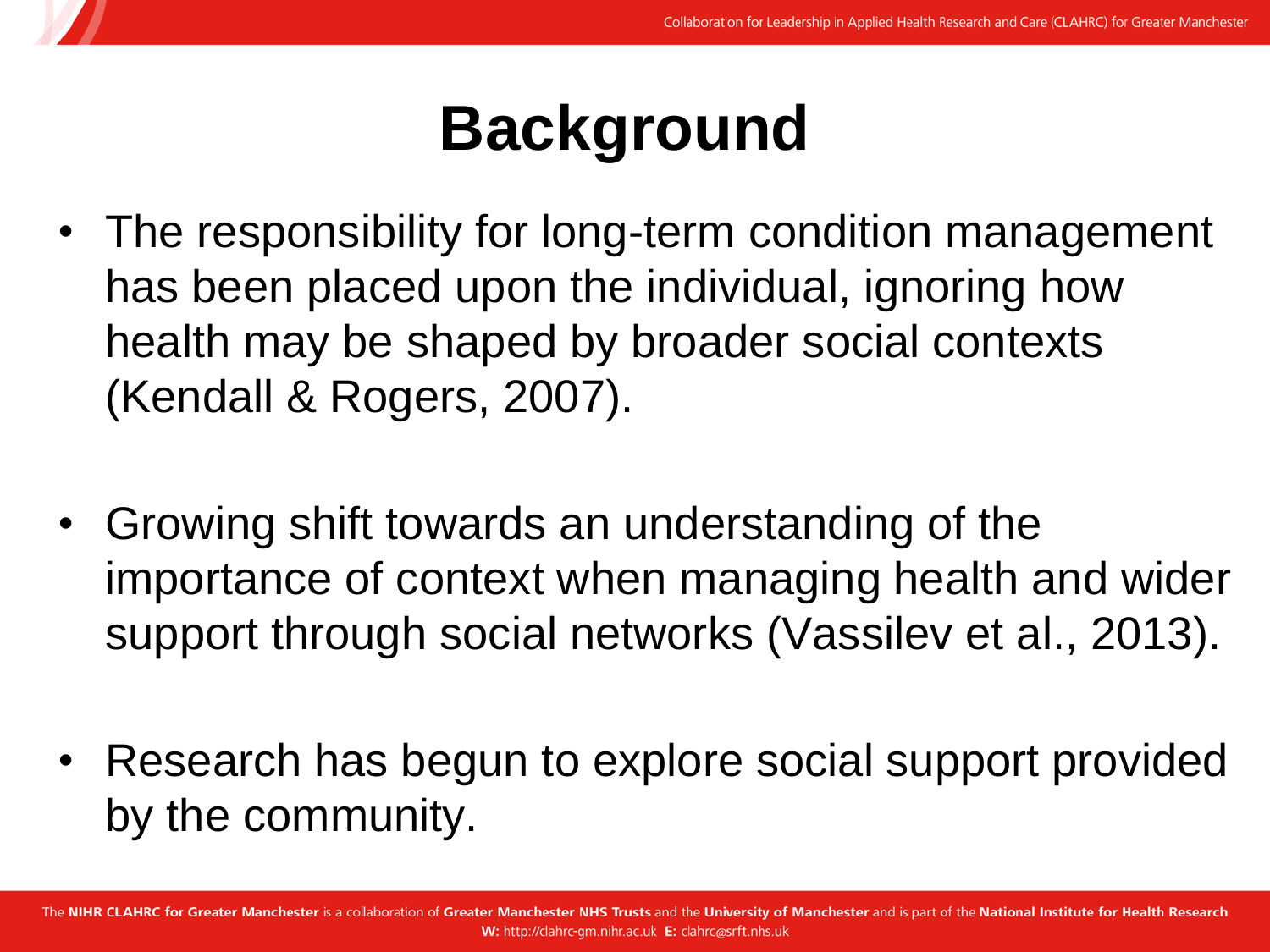# Background

- The responsibility for long-term condition management has been placed upon the individual, ignoring how health may be shaped by broader social contexts (Kendall & Rogers, 2007).
- Growing shift towards an understanding of the importance of context when managing health and wider support through social networks (Vassilev et al., 2013).
- Research has begun to explore social support provided by the community.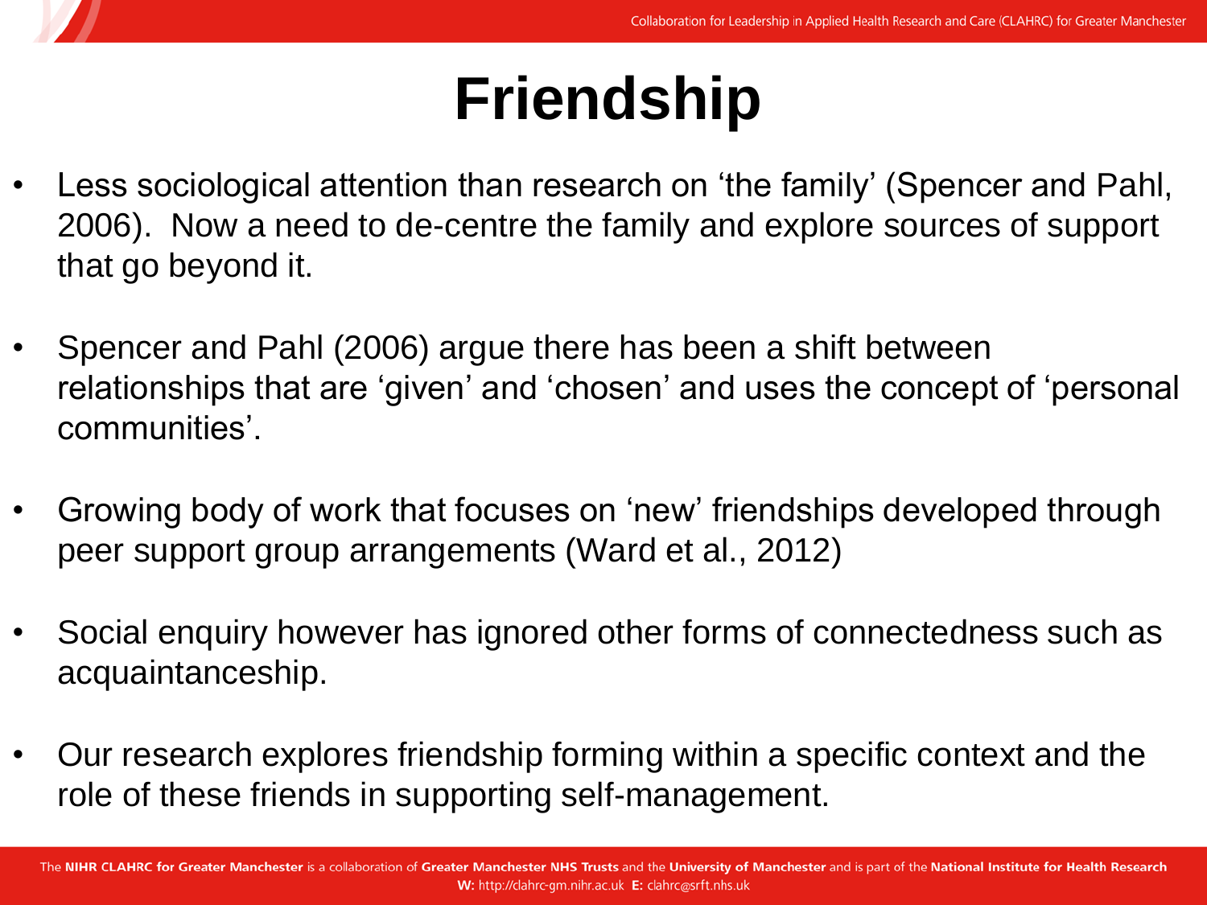# Friendship

- Less sociological attention than research on 'the family' (Spencer and Pahl, 2006). Now a need to de-centre the family and explore sources of support that go beyond it.
- Spencer and Pahl (2006) argue there has been a shift between relationships that are 'given' and 'chosen' and uses the concept of 'personal communities'.
- Growing body of work that focuses on 'new' friendships developed through peer support group arrangements (Ward et al., 2012)
- Social enquiry however has ignored other forms of connectedness such as acquaintanceship.
- Our research explores friendship forming within a specific context and the role of these friends in supporting self-management.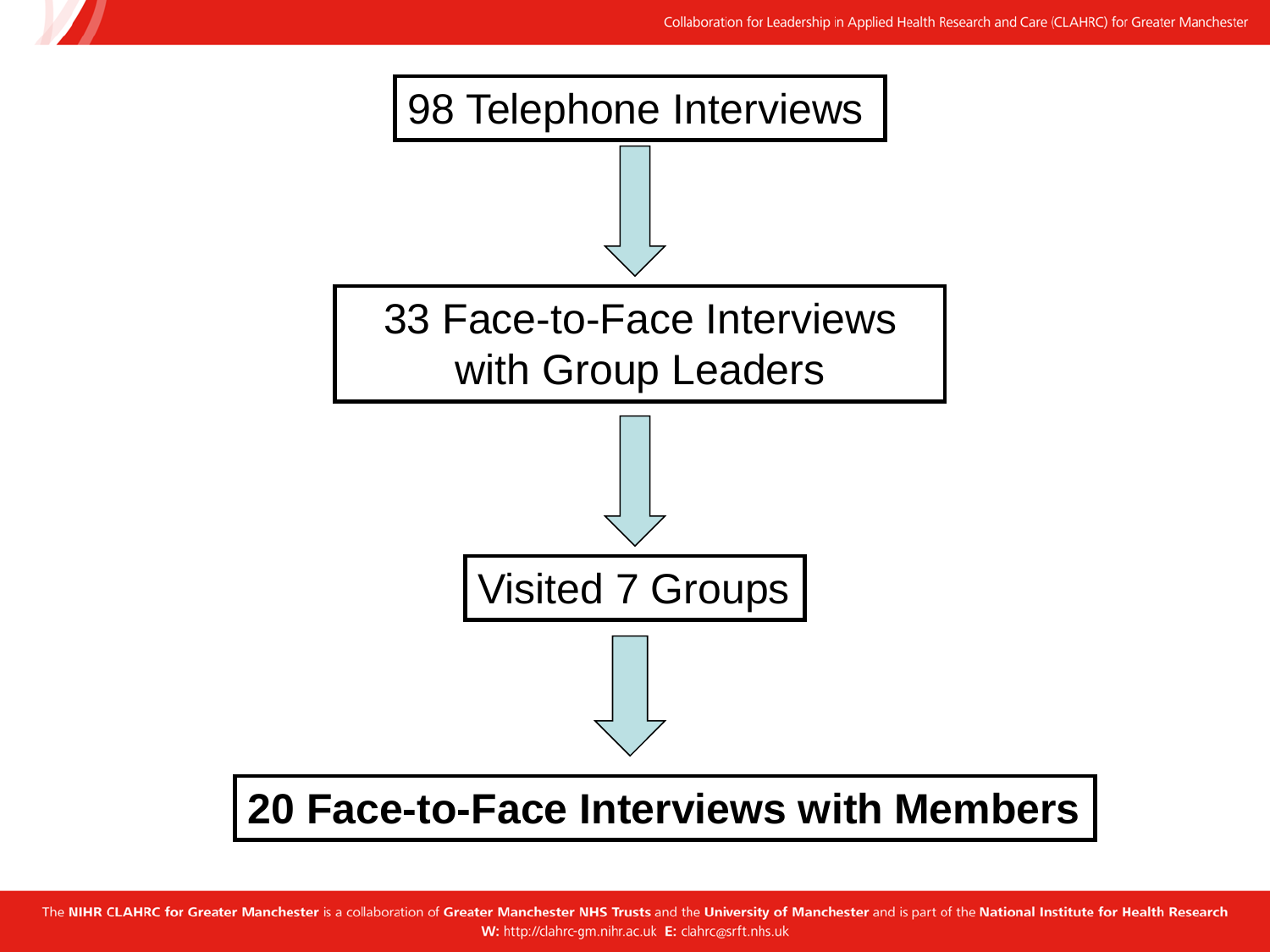98 Telephone Interviews

↓

33 Face-to-Face Interviews with Group Leaders

↓

Visited 7 Groups

↓

**20 Face-to-Face Interviews with Members**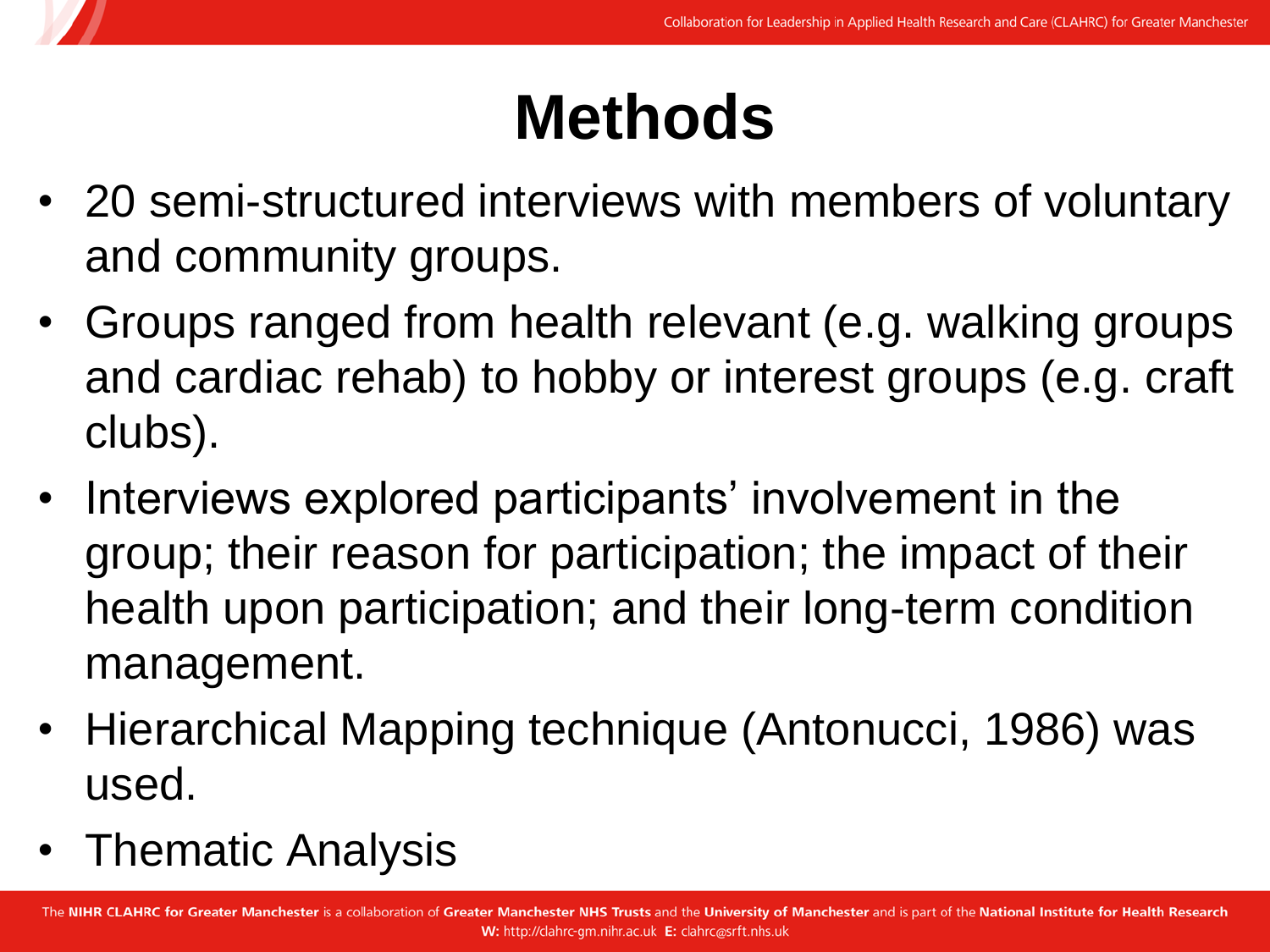# Methods

- 20 semi-structured interviews with members of voluntary and community groups.
- Groups ranged from health relevant (e.g. walking groups and cardiac rehab) to hobby or interest groups (e.g. craft clubs).
- Interviews explored participants' involvement in the group; their reason for participation; the impact of their health upon participation; and their long-term condition management.
- Hierarchical Mapping technique (Antonucci, 1986) was used.
- Thematic Analysis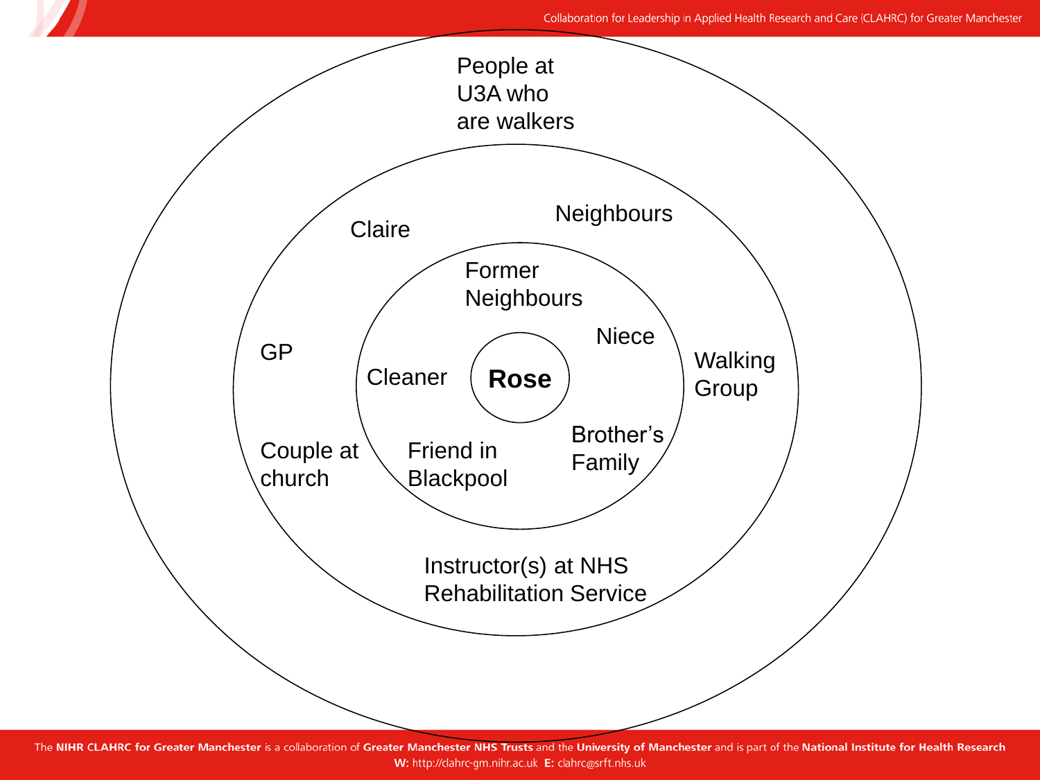People at U3A who are walkers

Claire

Neighbours

Former Neighbours

Niece

GP

Walking Group

Cleaner

**Rose**

Brother's Family

Couple at church

Friend in Blackpool

Instructor(s) at NHS Rehabilitation Service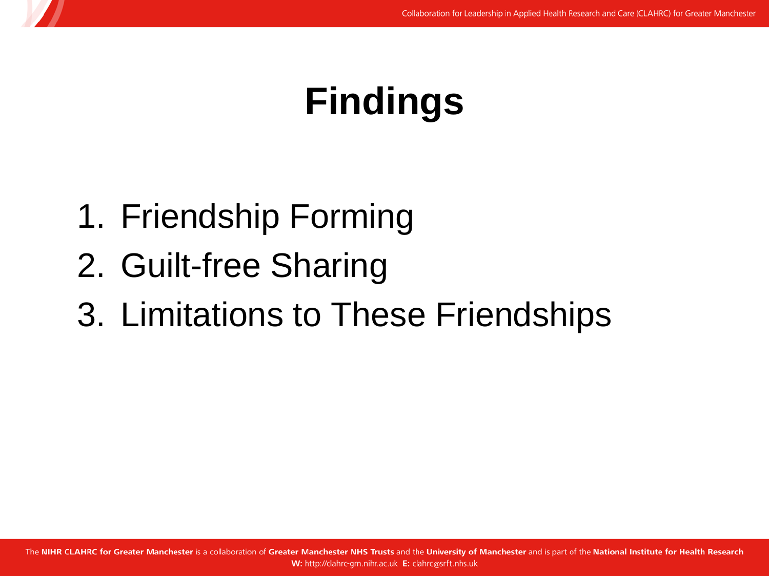# Findings

1. Friendship Forming
2. Guilt-free Sharing
3. Limitations to These Friendships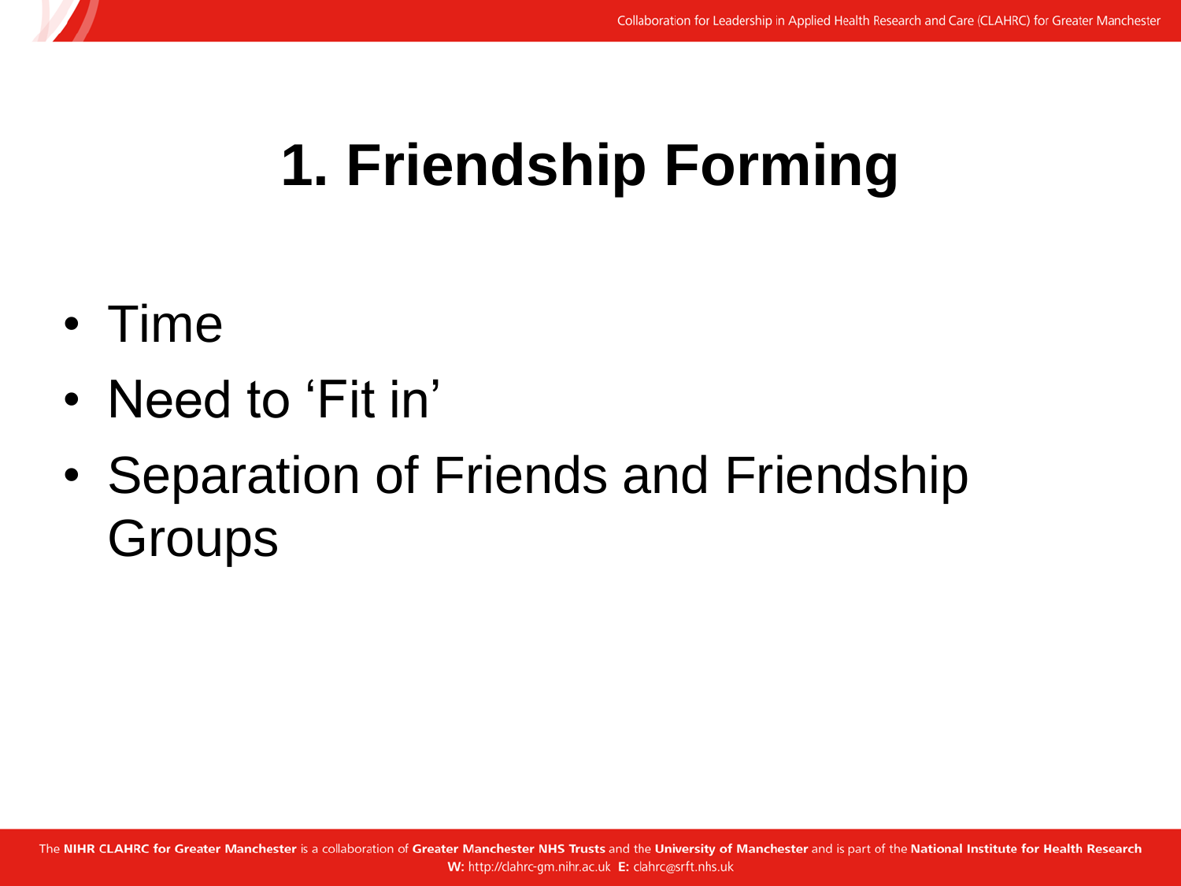# 1. Friendship Forming

- Time
- Need to ‘Fit in’
- Separation of Friends and Friendship Groups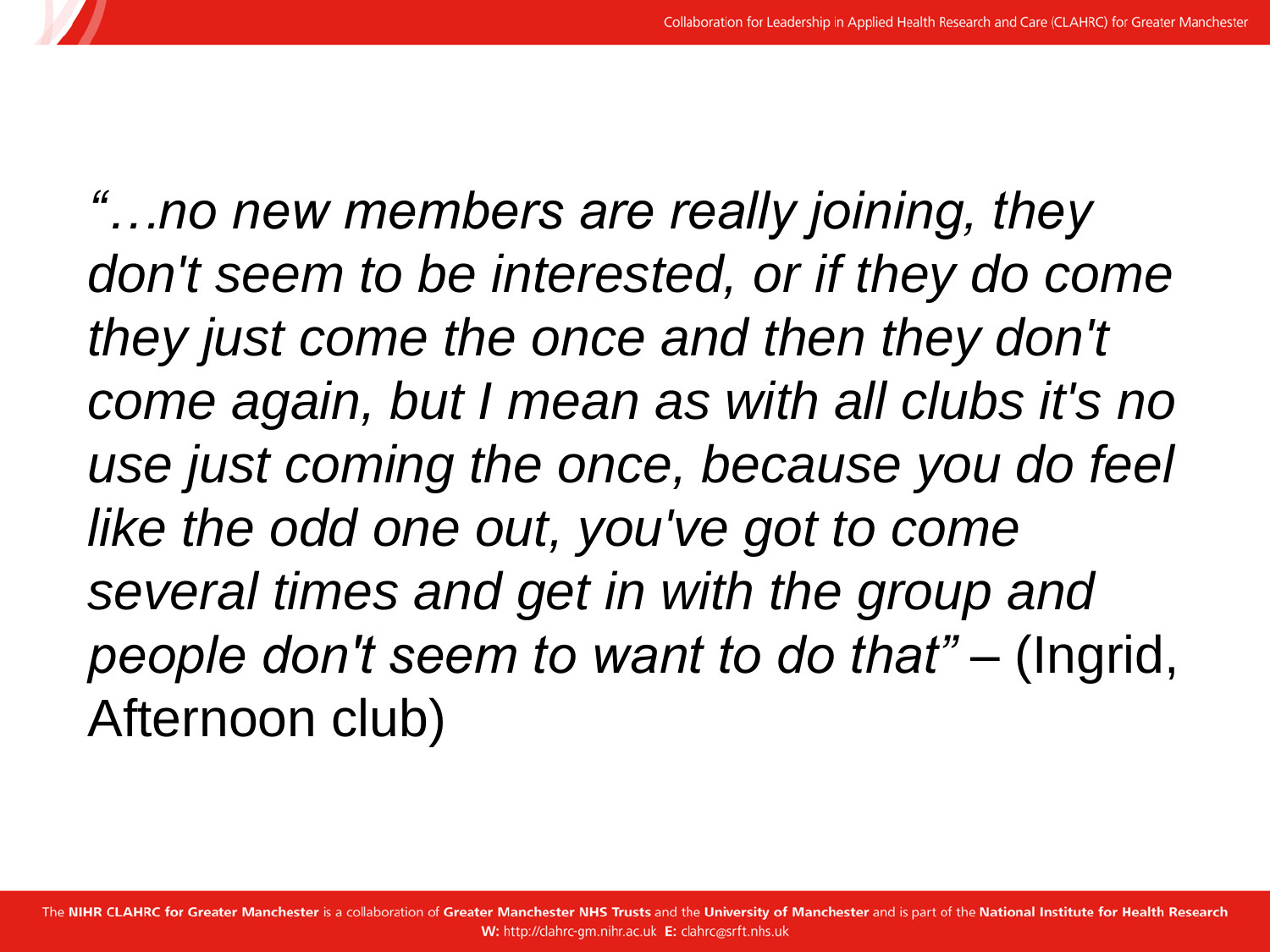*"…no new members are really joining, they don't seem to be interested, or if they do come they just come the once and then they don't come again, but I mean as with all clubs it's no use just coming the once, because you do feel like the odd one out, you've got to come several times and get in with the group and people don't seem to want to do that"* – (Ingrid, Afternoon club)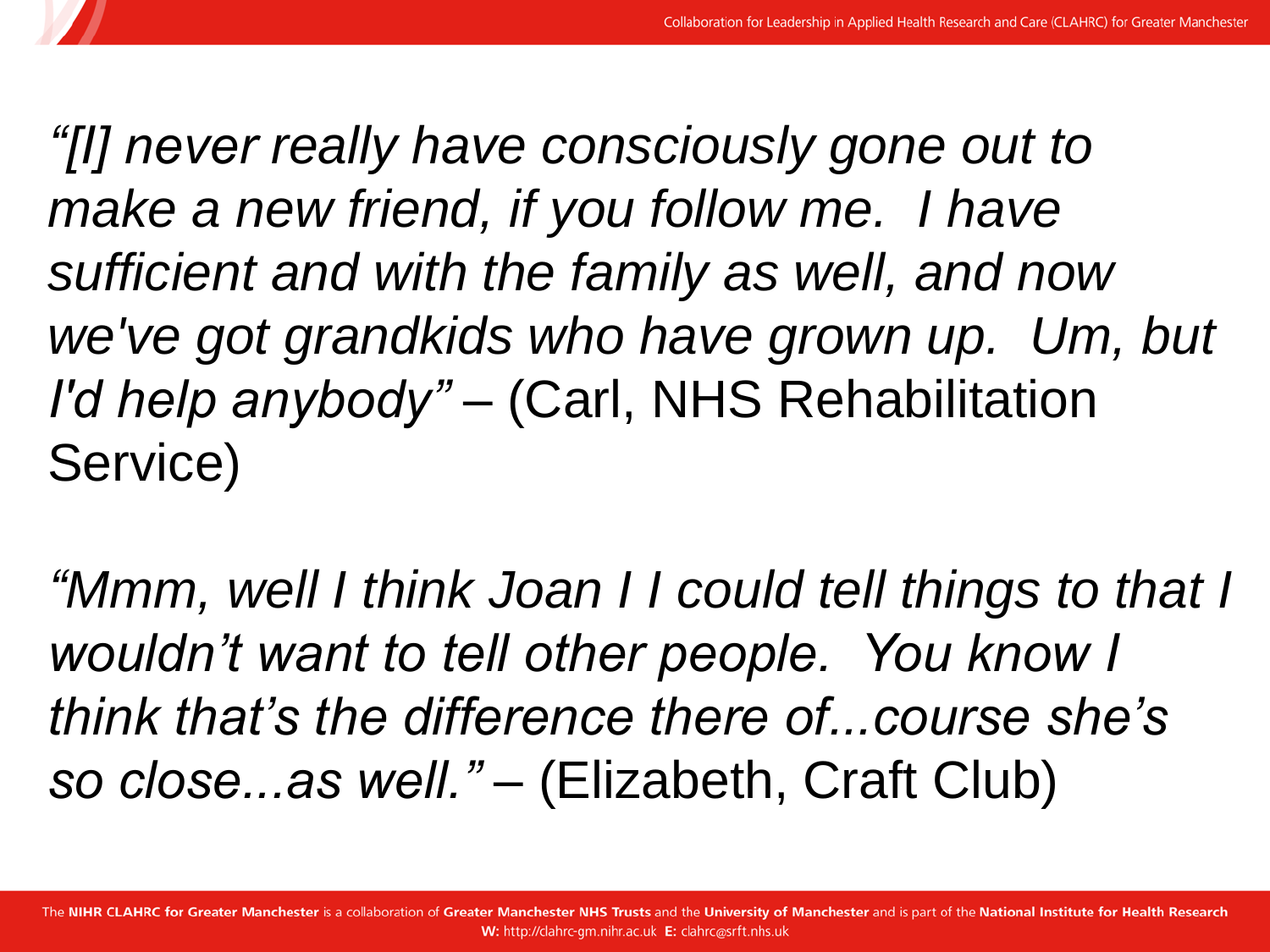*"[I] never really have consciously gone out to make a new friend, if you follow me. I have sufficient and with the family as well, and now we've got grandkids who have grown up. Um, but I'd help anybody"* – (Carl, NHS Rehabilitation Service)

*"Mmm, well I think Joan I I could tell things to that I wouldn't want to tell other people. You know I think that's the difference there of...course she's so close...as well."* – (Elizabeth, Craft Club)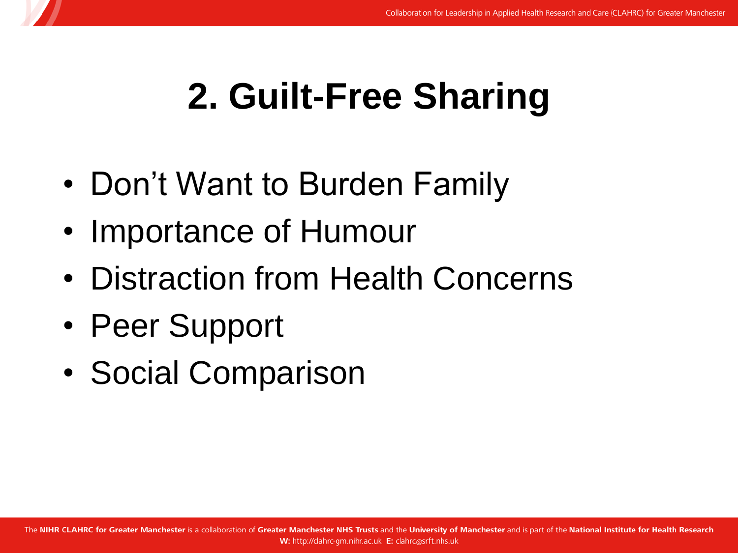# 2. Guilt-Free Sharing

- Don’t Want to Burden Family
- Importance of Humour
- Distraction from Health Concerns
- Peer Support
- Social Comparison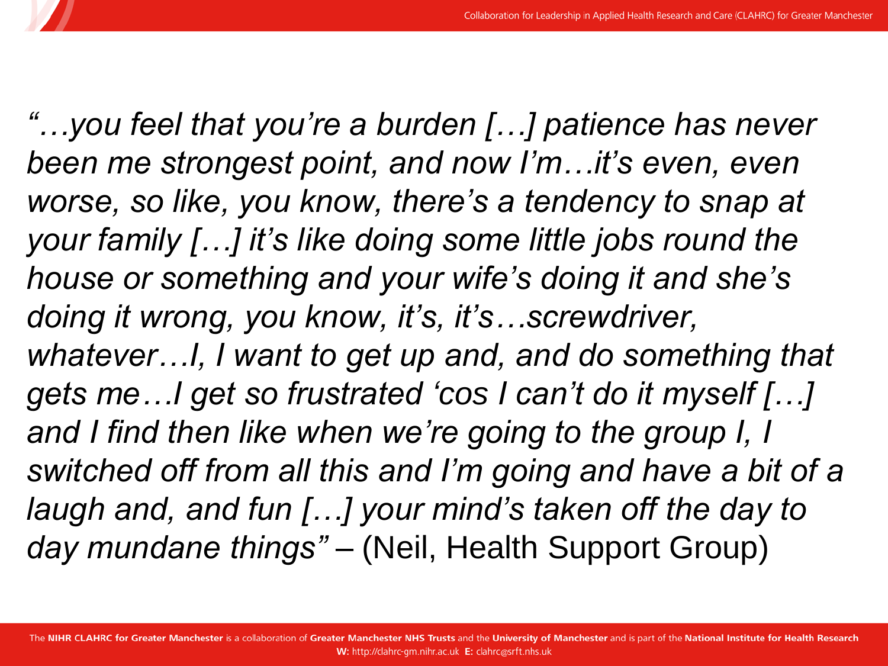*"…you feel that you're a burden […] patience has never been me strongest point, and now I'm…it's even, even worse, so like, you know, there's a tendency to snap at your family […] it's like doing some little jobs round the house or something and your wife's doing it and she's doing it wrong, you know, it's, it's…screwdriver, whatever…I, I want to get up and, and do something that gets me…I get so frustrated 'cos I can't do it myself […] and I find then like when we're going to the group I, I switched off from all this and I'm going and have a bit of a laugh and, and fun […] your mind's taken off the day to day mundane things"* – (Neil, Health Support Group)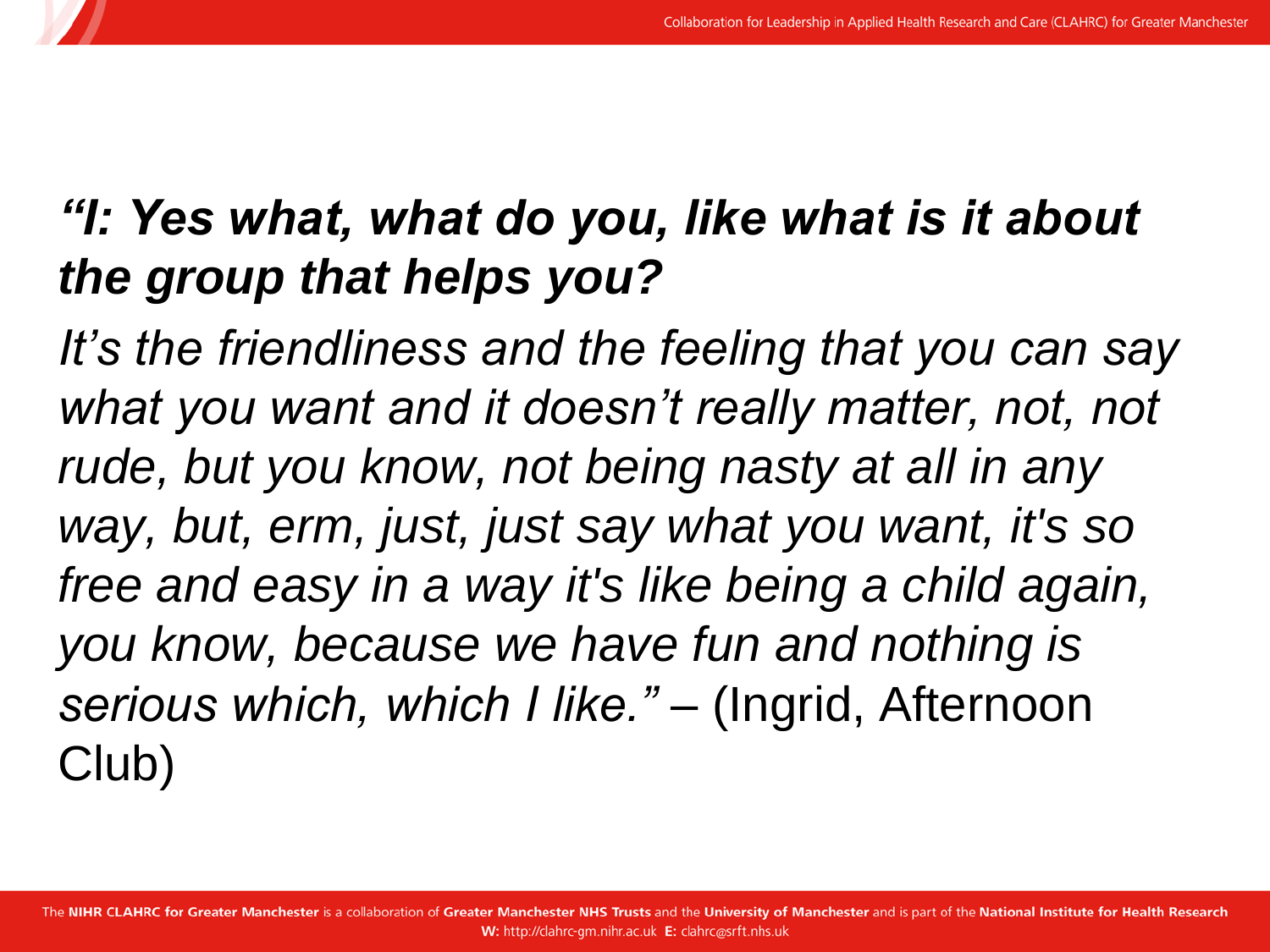***“I: Yes what, what do you, like what is it about the group that helps you?***

*It’s the friendliness and the feeling that you can say what you want and it doesn’t really matter, not, not rude, but you know, not being nasty at all in any way, but, erm, just, just say what you want, it's so free and easy in a way it's like being a child again, you know, because we have fun and nothing is serious which, which I like.”* – (Ingrid, Afternoon Club)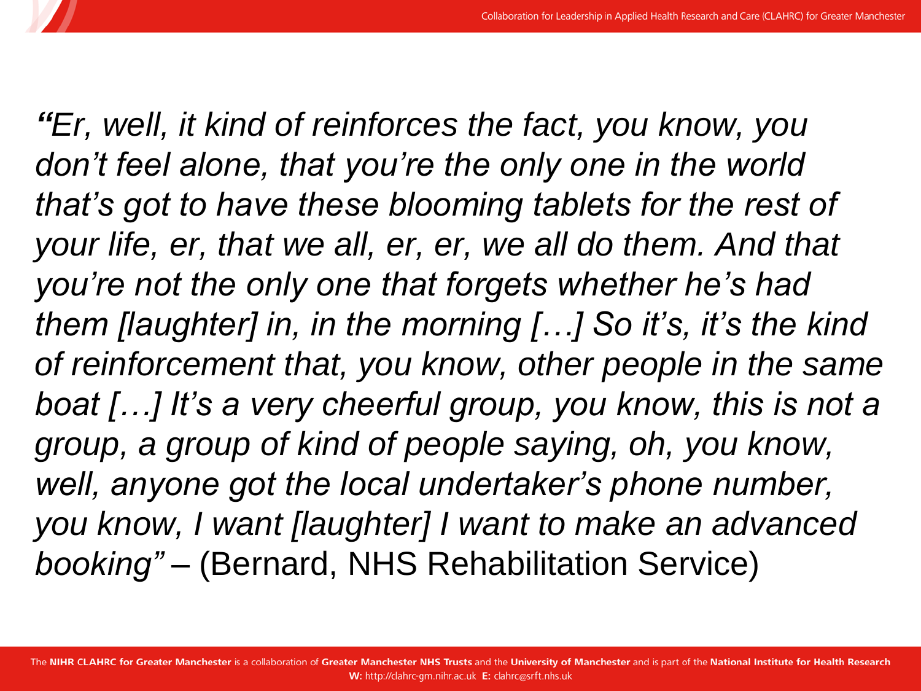*"Er, well, it kind of reinforces the fact, you know, you don't feel alone, that you're the only one in the world that's got to have these blooming tablets for the rest of your life, er, that we all, er, er, we all do them. And that you're not the only one that forgets whether he's had them [laughter] in, in the morning […] So it's, it's the kind of reinforcement that, you know, other people in the same boat […] It's a very cheerful group, you know, this is not a group, a group of kind of people saying, oh, you know, well, anyone got the local undertaker's phone number, you know, I want [laughter] I want to make an advanced booking"* – (Bernard, NHS Rehabilitation Service)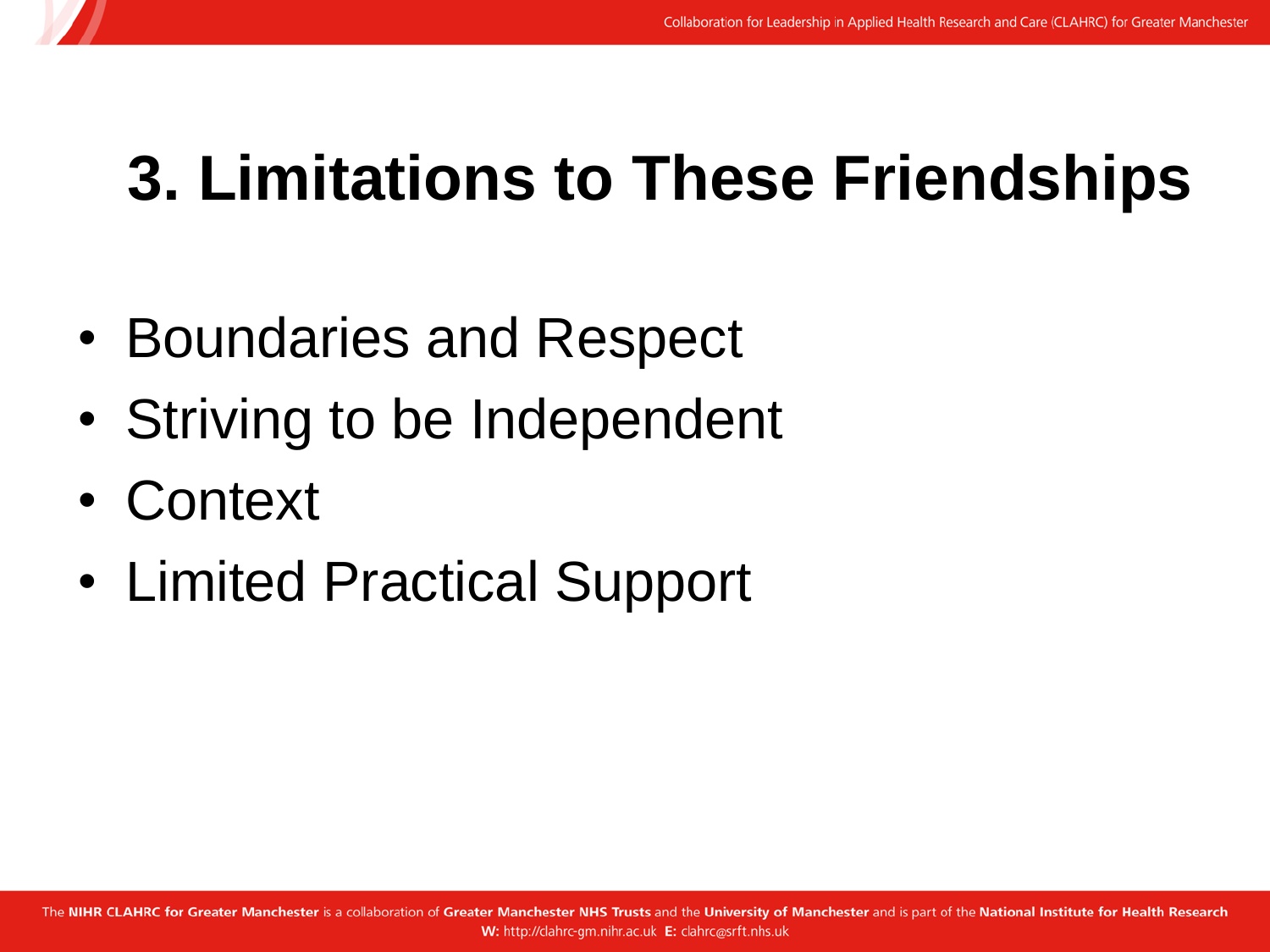# 3. Limitations to These Friendships

- Boundaries and Respect
- Striving to be Independent
- Context
- Limited Practical Support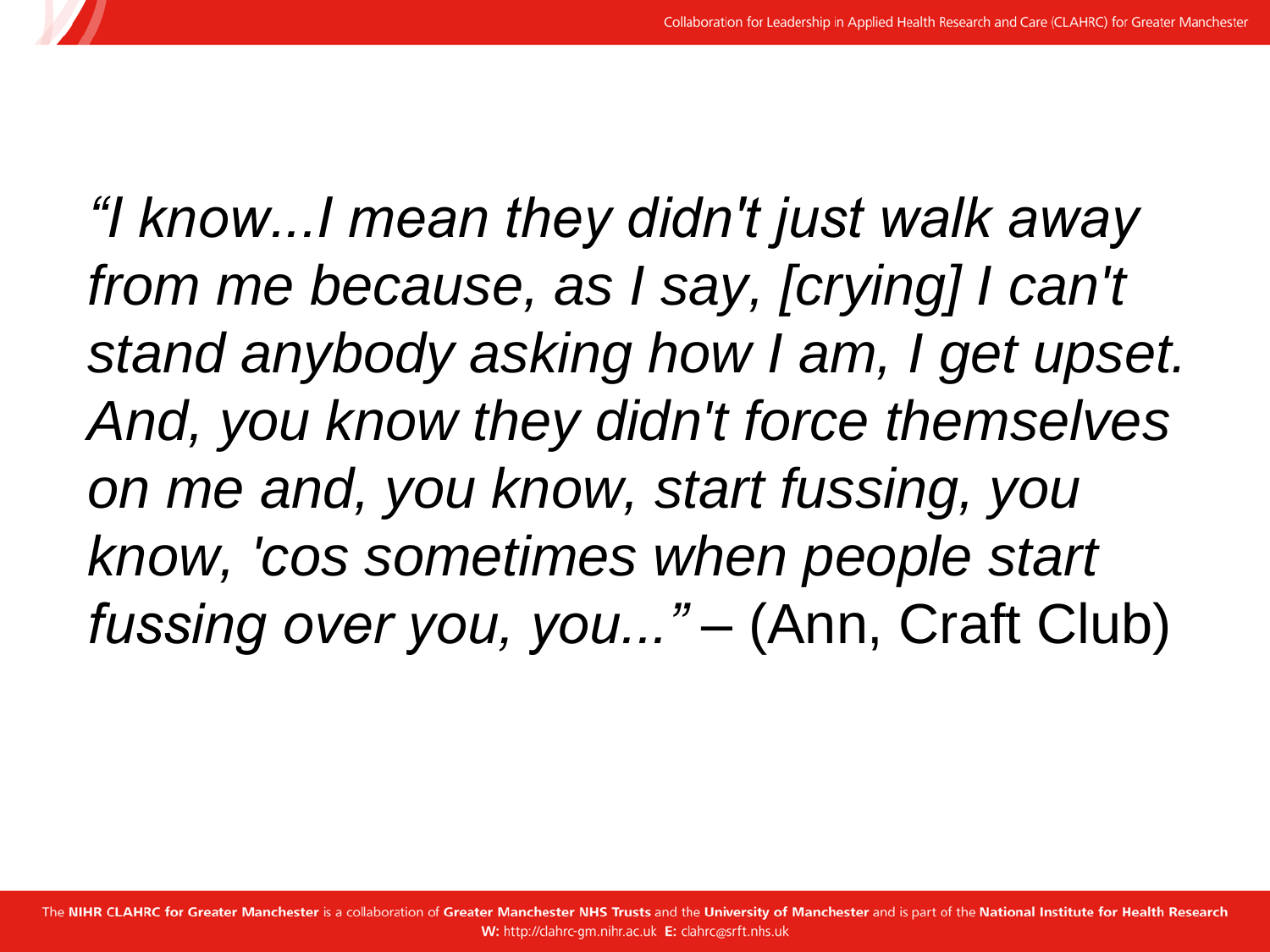*“I know...I mean they didn't just walk away from me because, as I say, [crying] I can't stand anybody asking how I am, I get upset. And, you know they didn't force themselves on me and, you know, start fussing, you know, 'cos sometimes when people start fussing over you, you...”* – (Ann, Craft Club)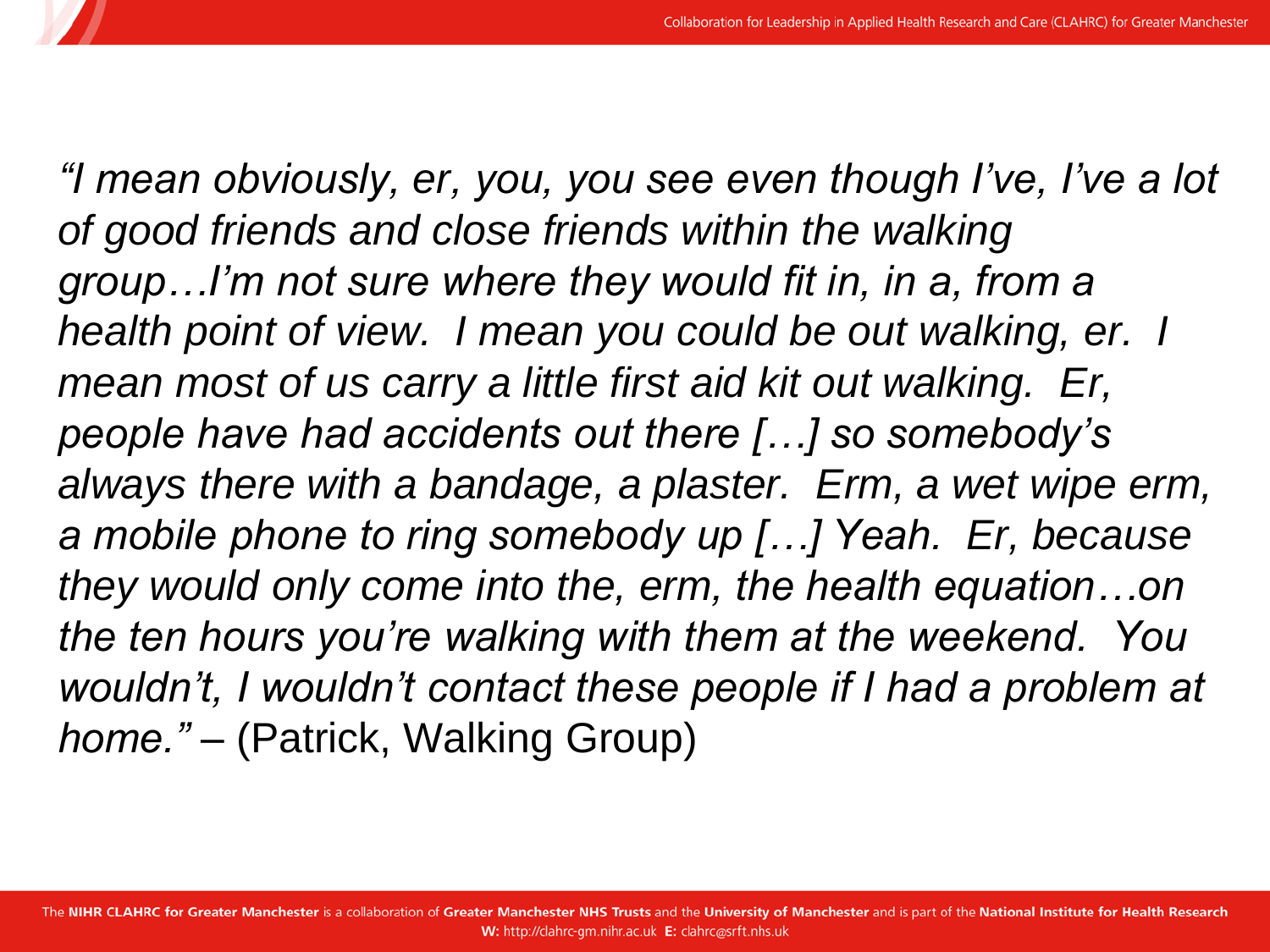*"I mean obviously, er, you, you see even though I've, I've a lot of good friends and close friends within the walking group…I'm not sure where they would fit in, in a, from a health point of view. I mean you could be out walking, er. I mean most of us carry a little first aid kit out walking. Er, people have had accidents out there […] so somebody's always there with a bandage, a plaster. Erm, a wet wipe erm, a mobile phone to ring somebody up […] Yeah. Er, because they would only come into the, erm, the health equation…on the ten hours you're walking with them at the weekend. You wouldn't, I wouldn't contact these people if I had a problem at home."* – (Patrick, Walking Group)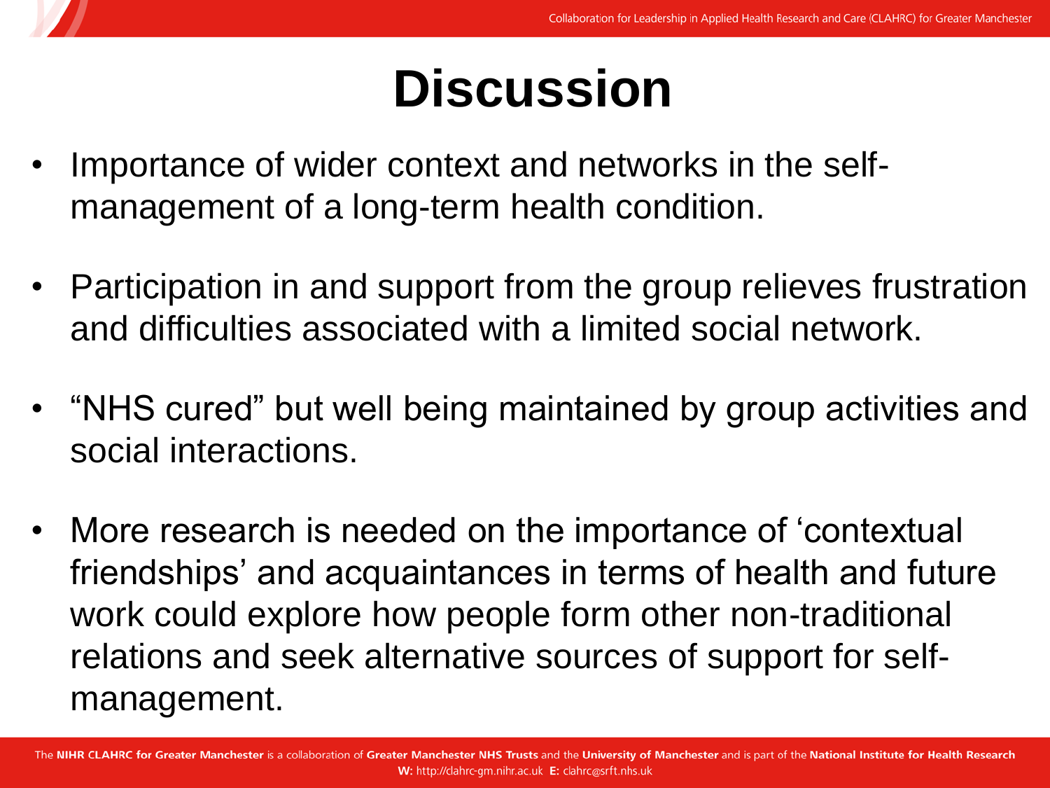# Discussion

- Importance of wider context and networks in the self-management of a long-term health condition.
- Participation in and support from the group relieves frustration and difficulties associated with a limited social network.
- "NHS cured" but well being maintained by group activities and social interactions.
- More research is needed on the importance of 'contextual friendships' and acquaintances in terms of health and future work could explore how people form other non-traditional relations and seek alternative sources of support for self-management.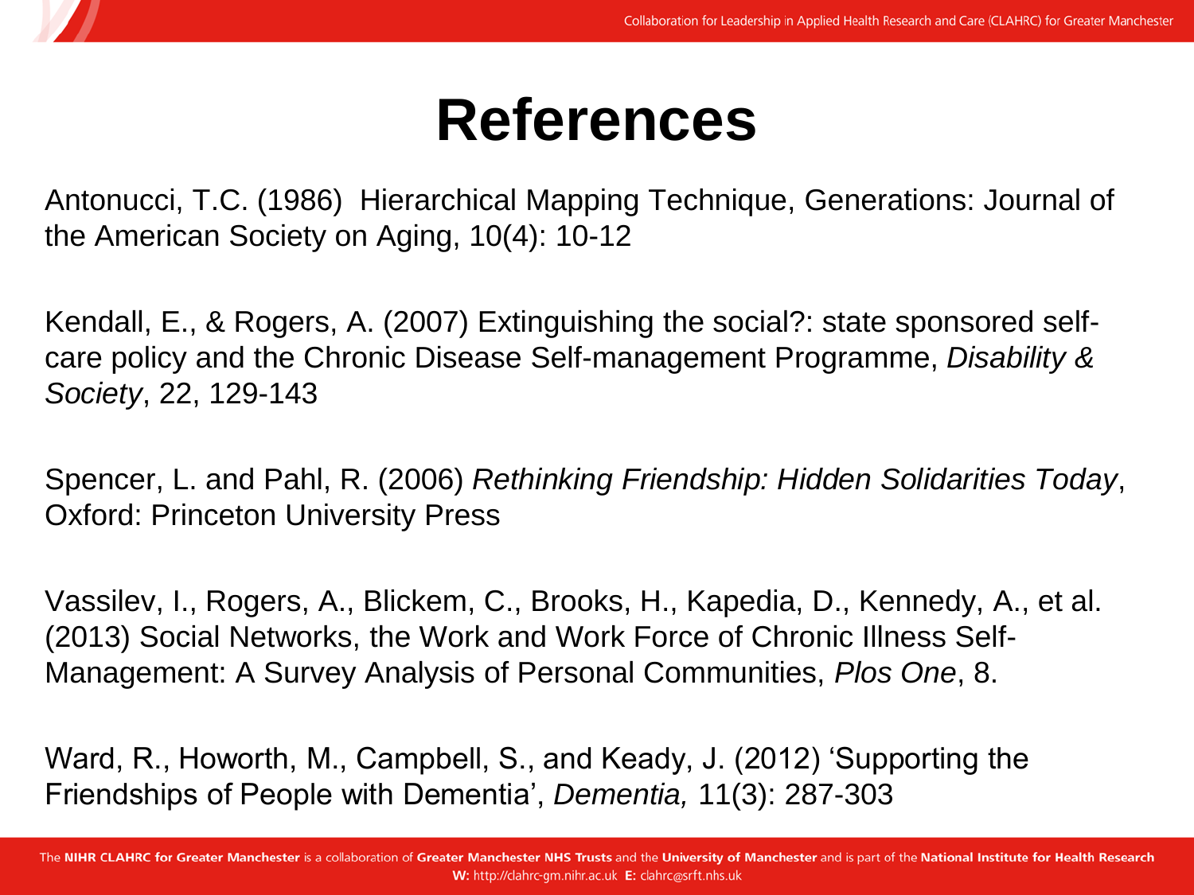# References

Antonucci, T.C. (1986) Hierarchical Mapping Technique, Generations: Journal of the American Society on Aging, 10(4): 10-12

Kendall, E., & Rogers, A. (2007) Extinguishing the social?: state sponsored self-care policy and the Chronic Disease Self-management Programme, *Disability & Society*, 22, 129-143

Spencer, L. and Pahl, R. (2006) *Rethinking Friendship: Hidden Solidarities Today*, Oxford: Princeton University Press

Vassilev, I., Rogers, A., Blickem, C., Brooks, H., Kapedia, D., Kennedy, A., et al. (2013) Social Networks, the Work and Work Force of Chronic Illness Self-Management: A Survey Analysis of Personal Communities, *Plos One*, 8.

Ward, R., Howorth, M., Campbell, S., and Keady, J. (2012) 'Supporting the Friendships of People with Dementia', *Dementia,* 11(3): 287-303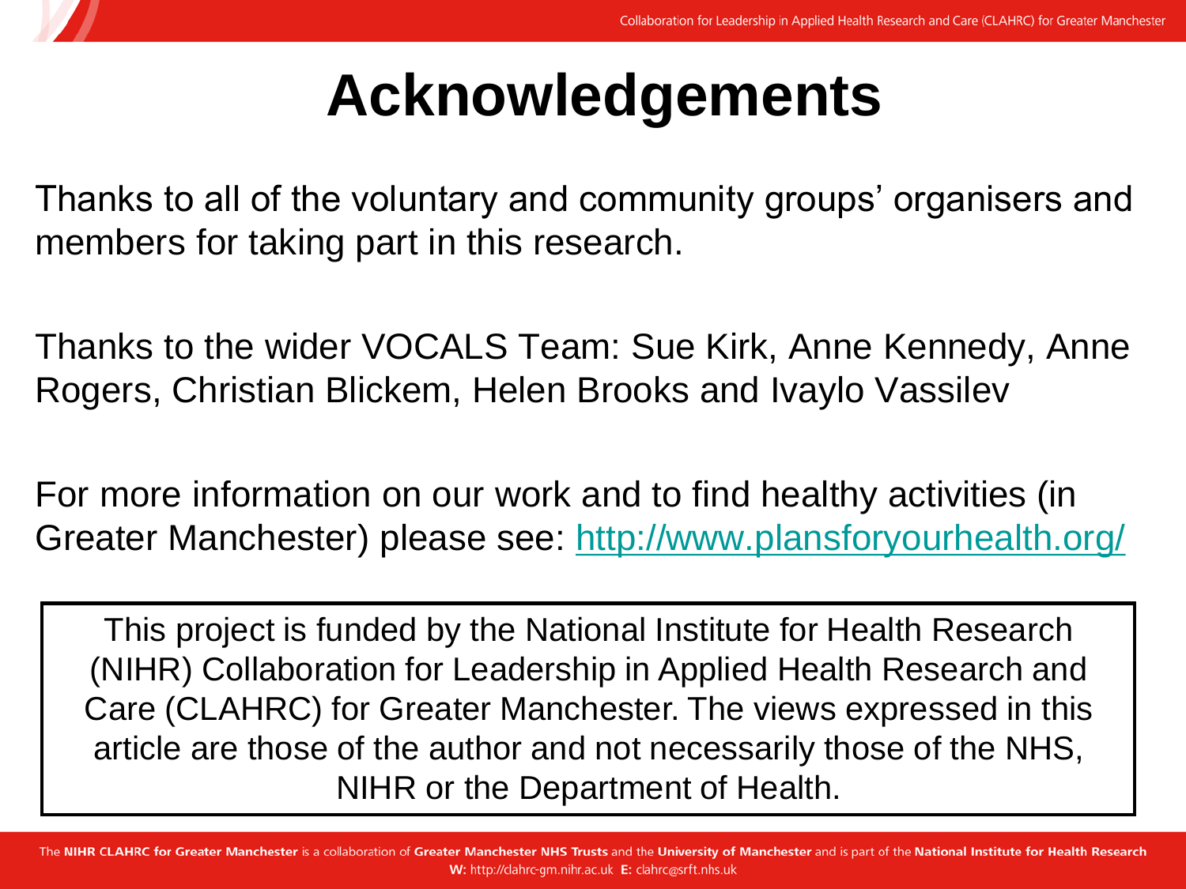# Acknowledgements

Thanks to all of the voluntary and community groups' organisers and members for taking part in this research.

Thanks to the wider VOCALS Team: Sue Kirk, Anne Kennedy, Anne Rogers, Christian Blickem, Helen Brooks and Ivaylo Vassilev

For more information on our work and to find healthy activities (in Greater Manchester) please see: [http://www.plansforyourhealth.org/](http://www.plansforyourhealth.org/)

This project is funded by the National Institute for Health Research (NIHR) Collaboration for Leadership in Applied Health Research and Care (CLAHRC) for Greater Manchester. The views expressed in this article are those of the author and not necessarily those of the NHS, NIHR or the Department of Health.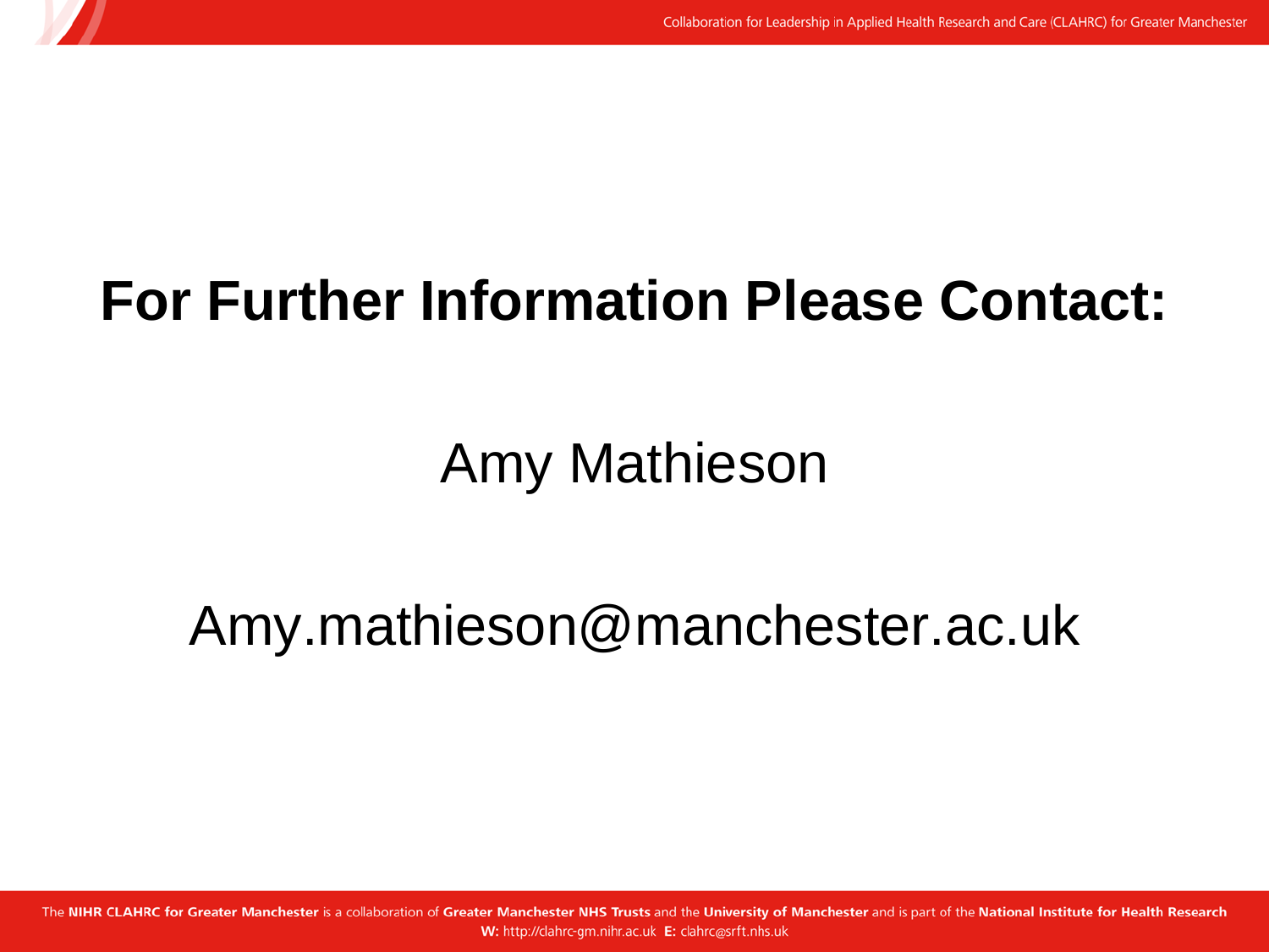# For Further Information Please Contact:

Amy Mathieson

Amy.mathieson@manchester.ac.uk